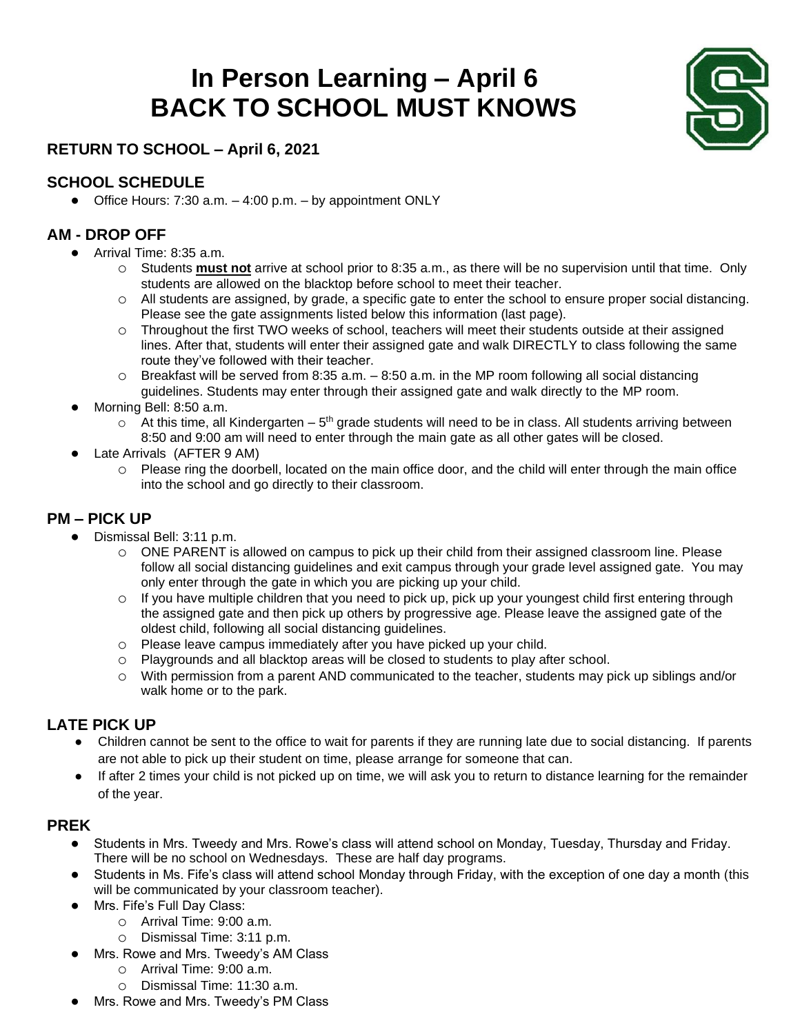# In Person Learning – April 6
# BACK TO SCHOOL MUST KNOWS

### RETURN TO SCHOOL – April 6, 2021

### SCHOOL SCHEDULE

- Office Hours: 7:30 a.m. – 4:00 p.m. – by appointment ONLY

### AM - DROP OFF

- Arrival Time: 8:35 a.m.
  - Students **must not** arrive at school prior to 8:35 a.m., as there will be no supervision until that time. Only students are allowed on the blacktop before school to meet their teacher.
  - All students are assigned, by grade, a specific gate to enter the school to ensure proper social distancing. Please see the gate assignments listed below this information (last page).
  - Throughout the first TWO weeks of school, teachers will meet their students outside at their assigned lines. After that, students will enter their assigned gate and walk DIRECTLY to class following the same route they've followed with their teacher.
  - Breakfast will be served from 8:35 a.m. – 8:50 a.m. in the MP room following all social distancing guidelines. Students may enter through their assigned gate and walk directly to the MP room.
- Morning Bell: 8:50 a.m.
  - At this time, all Kindergarten – 5th grade students will need to be in class. All students arriving between 8:50 and 9:00 am will need to enter through the main gate as all other gates will be closed.
- Late Arrivals (AFTER 9 AM)
  - Please ring the doorbell, located on the main office door, and the child will enter through the main office into the school and go directly to their classroom.

### PM – PICK UP

- Dismissal Bell: 3:11 p.m.
  - ONE PARENT is allowed on campus to pick up their child from their assigned classroom line. Please follow all social distancing guidelines and exit campus through your grade level assigned gate. You may only enter through the gate in which you are picking up your child.
  - If you have multiple children that you need to pick up, pick up your youngest child first entering through the assigned gate and then pick up others by progressive age. Please leave the assigned gate of the oldest child, following all social distancing guidelines.
  - Please leave campus immediately after you have picked up your child.
  - Playgrounds and all blacktop areas will be closed to students to play after school.
  - With permission from a parent AND communicated to the teacher, students may pick up siblings and/or walk home or to the park.

### LATE PICK UP

- Children cannot be sent to the office to wait for parents if they are running late due to social distancing. If parents are not able to pick up their student on time, please arrange for someone that can.
- If after 2 times your child is not picked up on time, we will ask you to return to distance learning for the remainder of the year.

### PREK

- Students in Mrs. Tweedy and Mrs. Rowe's class will attend school on Monday, Tuesday, Thursday and Friday. There will be no school on Wednesdays. These are half day programs.
- Students in Ms. Fife's class will attend school Monday through Friday, with the exception of one day a month (this will be communicated by your classroom teacher).
- Mrs. Fife's Full Day Class:
  - Arrival Time: 9:00 a.m.
  - Dismissal Time: 3:11 p.m.
- Mrs. Rowe and Mrs. Tweedy's AM Class
  - Arrival Time: 9:00 a.m.
  - Dismissal Time: 11:30 a.m.
- Mrs. Rowe and Mrs. Tweedy's PM Class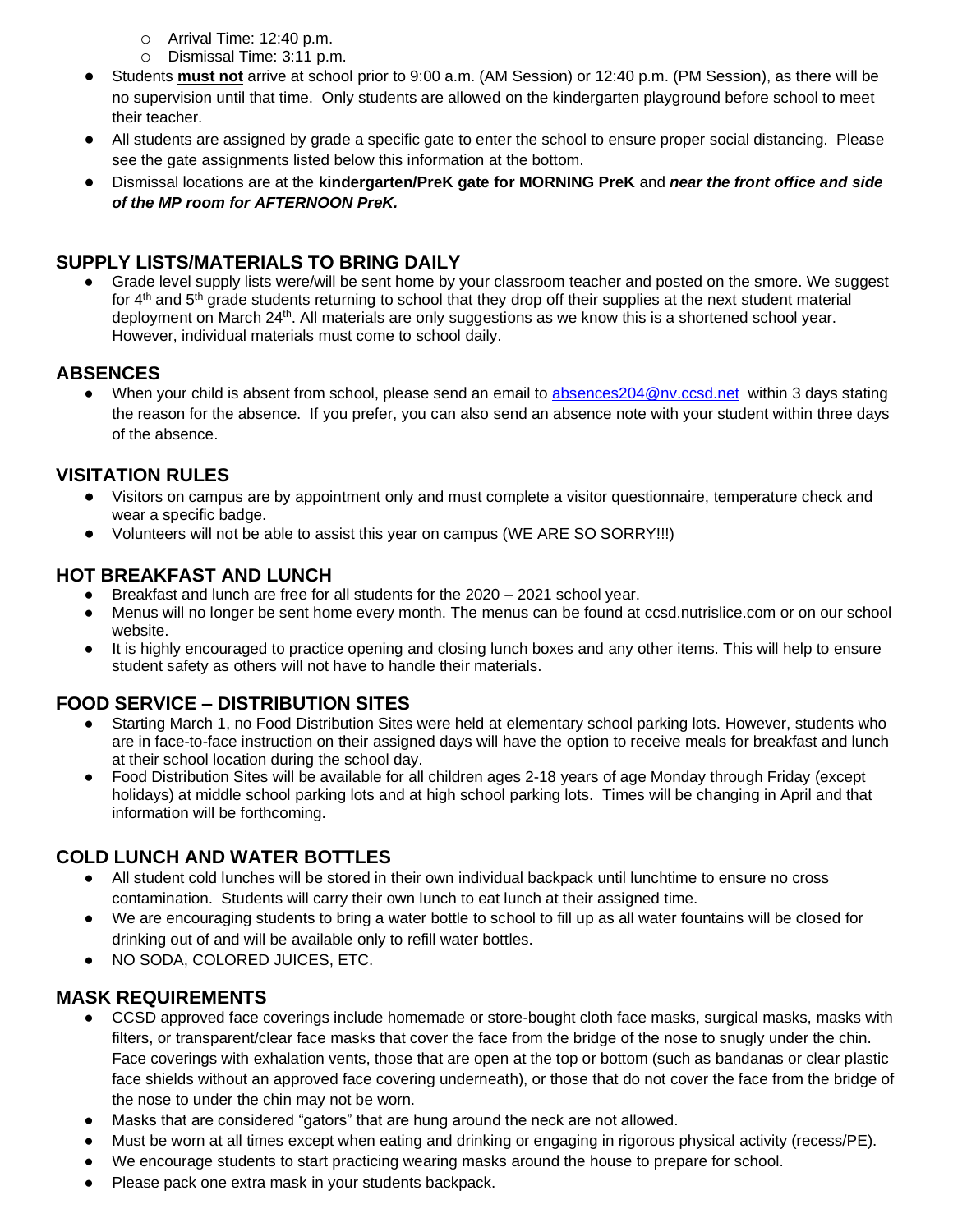- Arrival Time: 12:40 p.m.
  - Dismissal Time: 3:11 p.m.
- Students **must not** arrive at school prior to 9:00 a.m. (AM Session) or 12:40 p.m. (PM Session), as there will be no supervision until that time. Only students are allowed on the kindergarten playground before school to meet their teacher.
- All students are assigned by grade a specific gate to enter the school to ensure proper social distancing. Please see the gate assignments listed below this information at the bottom.
- Dismissal locations are at the **kindergarten/PreK gate for MORNING PreK** and ***near the front office and side of the MP room for AFTERNOON PreK.***

## SUPPLY LISTS/MATERIALS TO BRING DAILY

- Grade level supply lists were/will be sent home by your classroom teacher and posted on the smore. We suggest for 4th and 5th grade students returning to school that they drop off their supplies at the next student material deployment on March 24th. All materials are only suggestions as we know this is a shortened school year. However, individual materials must come to school daily.

## ABSENCES

- When your child is absent from school, please send an email to absences204@nv.ccsd.net within 3 days stating the reason for the absence. If you prefer, you can also send an absence note with your student within three days of the absence.

## VISITATION RULES

- Visitors on campus are by appointment only and must complete a visitor questionnaire, temperature check and wear a specific badge.
- Volunteers will not be able to assist this year on campus (WE ARE SO SORRY!!!)

## HOT BREAKFAST AND LUNCH

- Breakfast and lunch are free for all students for the 2020 – 2021 school year.
- Menus will no longer be sent home every month. The menus can be found at ccsd.nutrislice.com or on our school website.
- It is highly encouraged to practice opening and closing lunch boxes and any other items. This will help to ensure student safety as others will not have to handle their materials.

## FOOD SERVICE – DISTRIBUTION SITES

- Starting March 1, no Food Distribution Sites were held at elementary school parking lots. However, students who are in face-to-face instruction on their assigned days will have the option to receive meals for breakfast and lunch at their school location during the school day.
- Food Distribution Sites will be available for all children ages 2-18 years of age Monday through Friday (except holidays) at middle school parking lots and at high school parking lots. Times will be changing in April and that information will be forthcoming.

## COLD LUNCH AND WATER BOTTLES

- All student cold lunches will be stored in their own individual backpack until lunchtime to ensure no cross contamination. Students will carry their own lunch to eat lunch at their assigned time.
- We are encouraging students to bring a water bottle to school to fill up as all water fountains will be closed for drinking out of and will be available only to refill water bottles.
- NO SODA, COLORED JUICES, ETC.

## MASK REQUIREMENTS

- CCSD approved face coverings include homemade or store-bought cloth face masks, surgical masks, masks with filters, or transparent/clear face masks that cover the face from the bridge of the nose to snugly under the chin. Face coverings with exhalation vents, those that are open at the top or bottom (such as bandanas or clear plastic face shields without an approved face covering underneath), or those that do not cover the face from the bridge of the nose to under the chin may not be worn.
- Masks that are considered "gators" that are hung around the neck are not allowed.
- Must be worn at all times except when eating and drinking or engaging in rigorous physical activity (recess/PE).
- We encourage students to start practicing wearing masks around the house to prepare for school.
- Please pack one extra mask in your students backpack.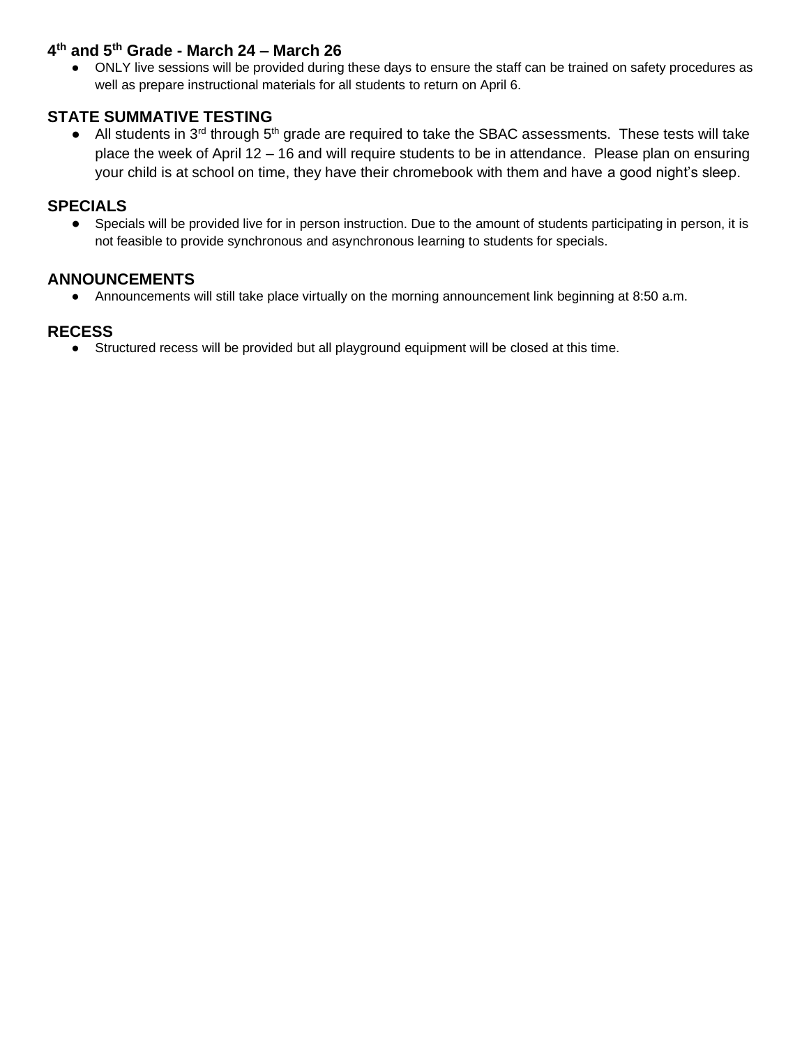## 4th and 5th Grade - March 24 – March 26

- ONLY live sessions will be provided during these days to ensure the staff can be trained on safety procedures as well as prepare instructional materials for all students to return on April 6.

## STATE SUMMATIVE TESTING

- All students in 3rd through 5th grade are required to take the SBAC assessments. These tests will take place the week of April 12 – 16 and will require students to be in attendance. Please plan on ensuring your child is at school on time, they have their chromebook with them and have a good night's sleep.

## SPECIALS

- Specials will be provided live for in person instruction. Due to the amount of students participating in person, it is not feasible to provide synchronous and asynchronous learning to students for specials.

## ANNOUNCEMENTS

- Announcements will still take place virtually on the morning announcement link beginning at 8:50 a.m.

## RECESS

- Structured recess will be provided but all playground equipment will be closed at this time.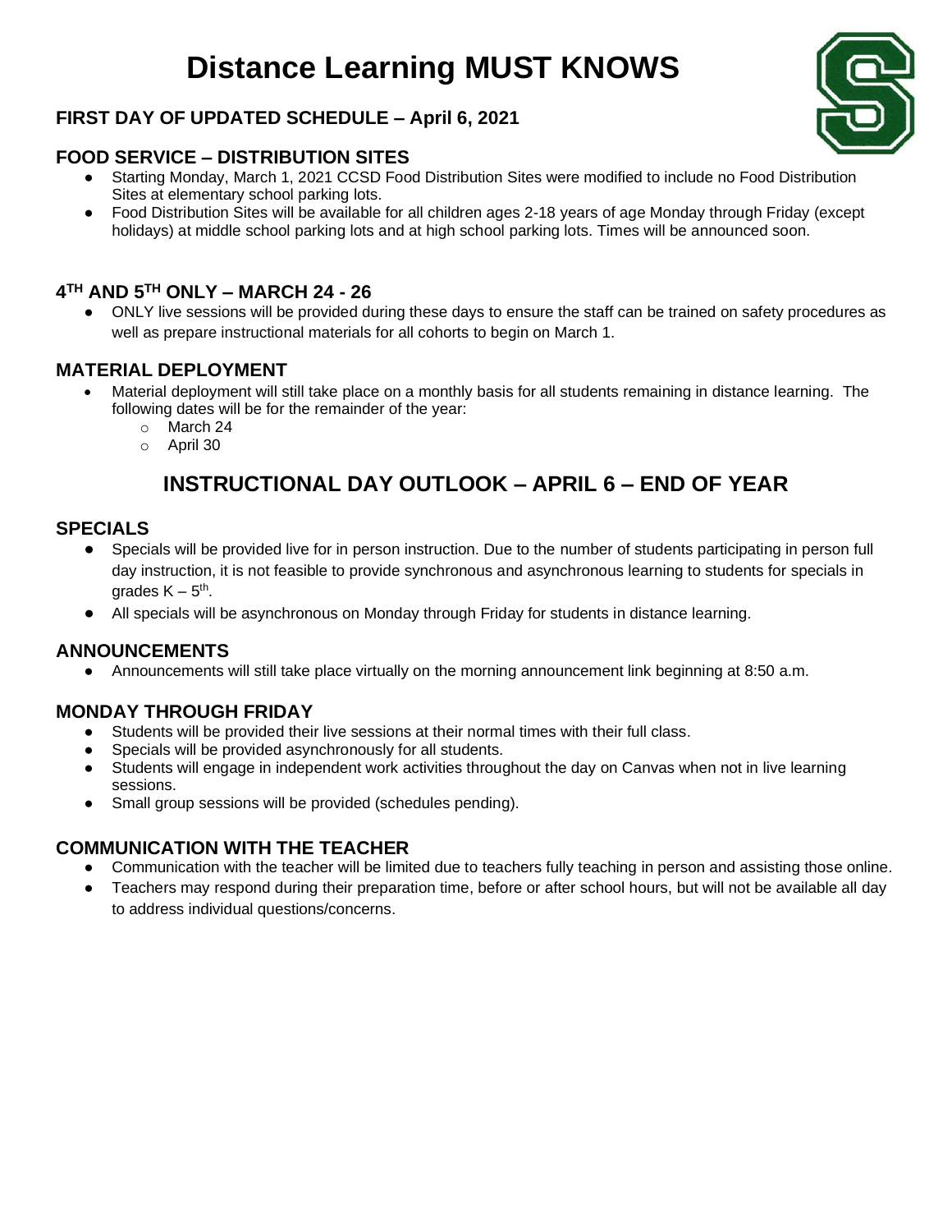# Distance Learning MUST KNOWS

### FIRST DAY OF UPDATED SCHEDULE – April 6, 2021

### FOOD SERVICE – DISTRIBUTION SITES

- Starting Monday, March 1, 2021 CCSD Food Distribution Sites were modified to include no Food Distribution Sites at elementary school parking lots.
- Food Distribution Sites will be available for all children ages 2-18 years of age Monday through Friday (except holidays) at middle school parking lots and at high school parking lots. Times will be announced soon.

### 4TH AND 5TH ONLY – MARCH 24 - 26

- ONLY live sessions will be provided during these days to ensure the staff can be trained on safety procedures as well as prepare instructional materials for all cohorts to begin on March 1.

### MATERIAL DEPLOYMENT

- Material deployment will still take place on a monthly basis for all students remaining in distance learning. The following dates will be for the remainder of the year:
  - March 24
  - April 30

## INSTRUCTIONAL DAY OUTLOOK – APRIL 6 – END OF YEAR

### SPECIALS

- Specials will be provided live for in person instruction. Due to the number of students participating in person full day instruction, it is not feasible to provide synchronous and asynchronous learning to students for specials in grades K – 5th.
- All specials will be asynchronous on Monday through Friday for students in distance learning.

### ANNOUNCEMENTS

- Announcements will still take place virtually on the morning announcement link beginning at 8:50 a.m.

### MONDAY THROUGH FRIDAY

- Students will be provided their live sessions at their normal times with their full class.
- Specials will be provided asynchronously for all students.
- Students will engage in independent work activities throughout the day on Canvas when not in live learning sessions.
- Small group sessions will be provided (schedules pending).

### COMMUNICATION WITH THE TEACHER

- Communication with the teacher will be limited due to teachers fully teaching in person and assisting those online.
- Teachers may respond during their preparation time, before or after school hours, but will not be available all day to address individual questions/concerns.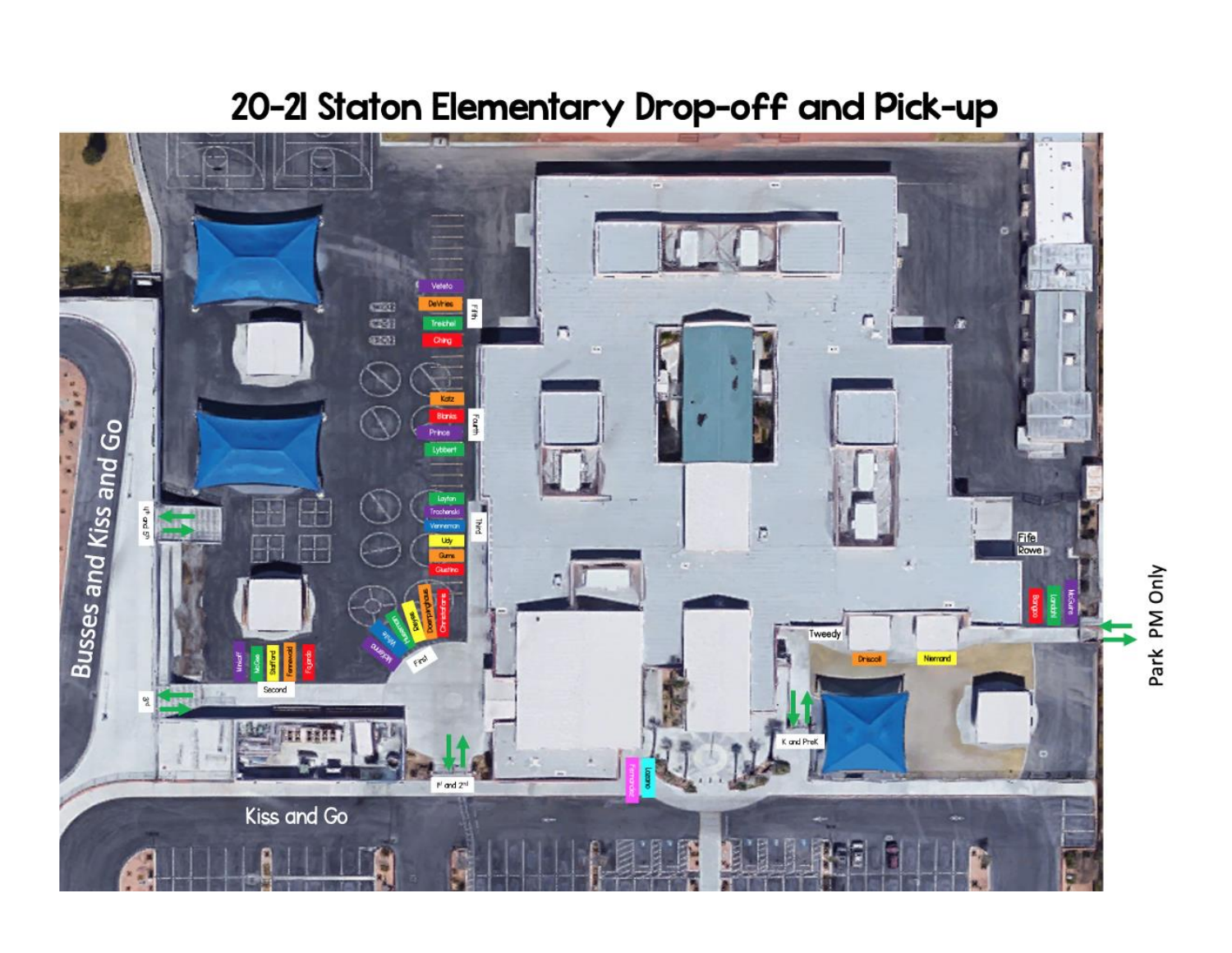# 20-21 Staton Elementary Drop-off and Pick-up

Busses and Kiss and Go

Kiss and Go

Park PM Only

Fifth: Veteto, DeVries, Treichel, Ching

Fourth: Katz, Blanks, Prince, Lybbert

Third: Layton, Trochenski, Venneman, Udy, Gums, Giustino

First: McKenna, White, Hutchinson, Perkins, Doerpinghaus, Christoforo

Second: Mincieff, McGee, Stafford, Fennewald, Fajardo

4th and 5th

3rd

1st and 2nd

K and PreK

Fernandez, Lozano

Tweedy

Driscoll, Niemand

Fife, Rowe

Burgos, Landini, McGuire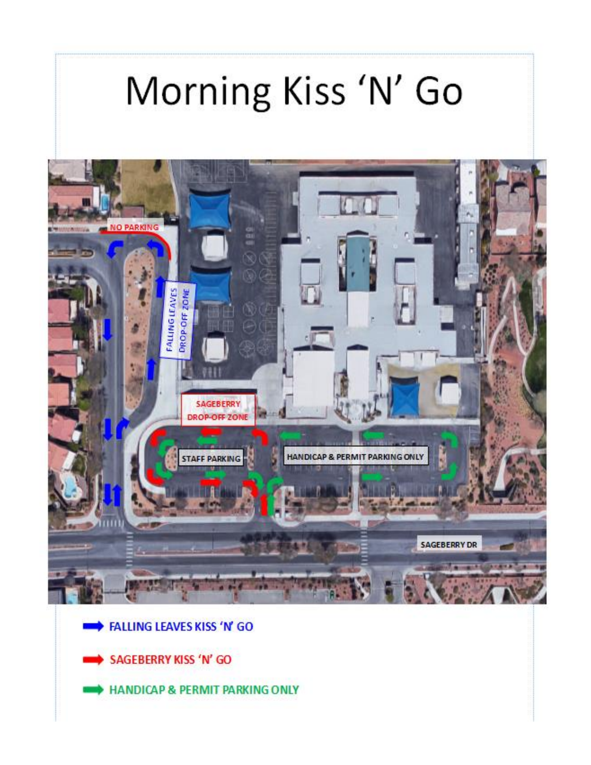# Morning Kiss ‘N’ Go

NO PARKING

FALLING LEAVES DROP-OFF ZONE

SAGEBERRY DROP-OFF ZONE

STAFF PARKING

HANDICAP & PERMIT PARKING ONLY

SAGEBERRY DR

FALLING LEAVES KISS ‘N’ GO

SAGEBERRY KISS ‘N’ GO

HANDICAP & PERMIT PARKING ONLY